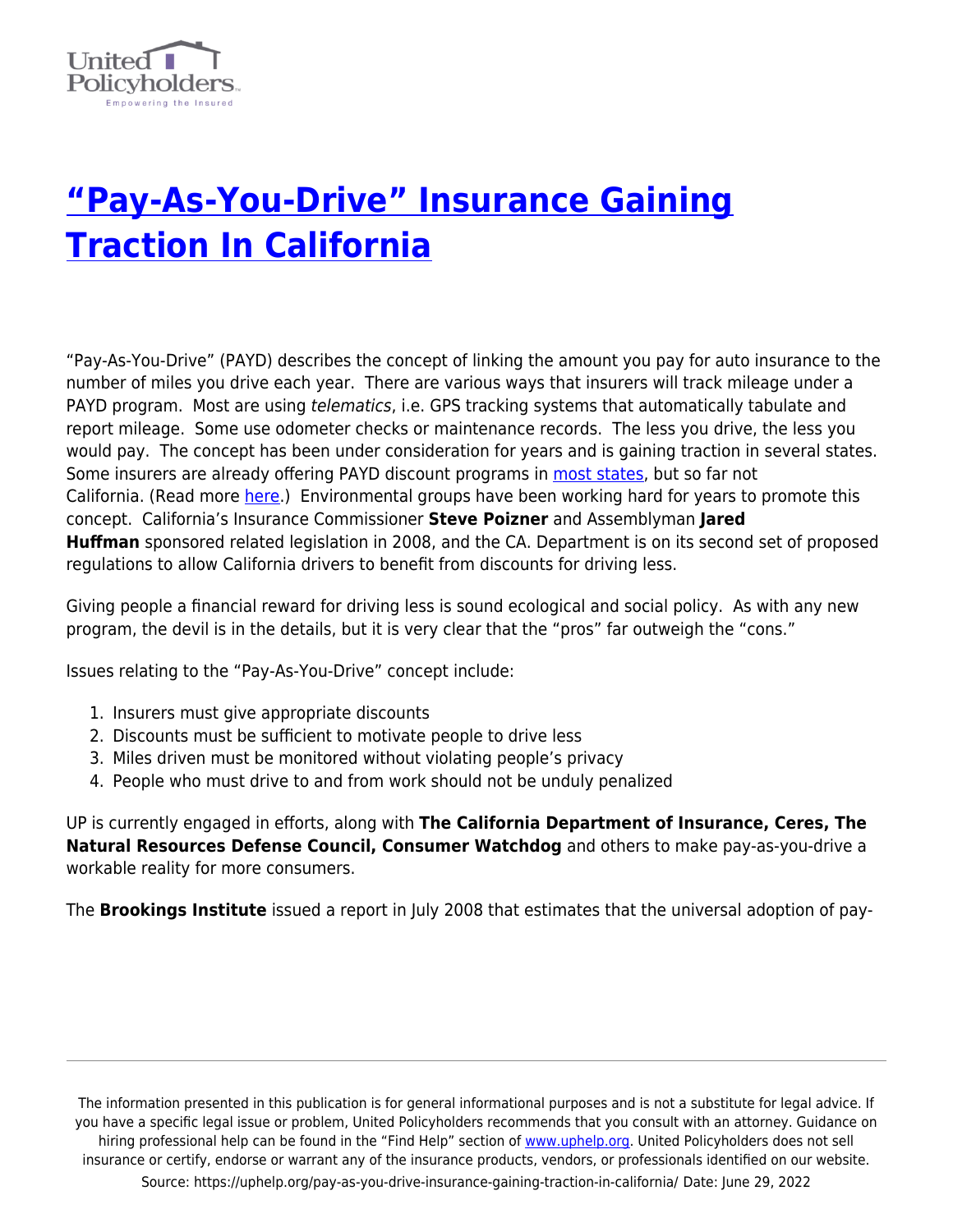# "Pay-As-You-Drive" Insurance Gaining Traction In California

"Pay-As-You-Drive" (PAYD) describes the concept of linking the amount you pay for auto insurance to the number of miles you drive each year. There are various ways that insurers will track mileage under a PAYD program. Most are using *telematics*, i.e. GPS tracking systems that automatically tabulate and report mileage. Some use odometer checks or maintenance records. The less you drive, the less you would pay. The concept has been under consideration for years and is gaining traction in several states. Some insurers are already offering PAYD discount programs in most states, but so far not California. (Read more here.) Environmental groups have been working hard for years to promote this concept. California's Insurance Commissioner **Steve Poizner** and Assemblyman **Jared Huffman** sponsored related legislation in 2008, and the CA. Department is on its second set of proposed regulations to allow California drivers to benefit from discounts for driving less.

Giving people a financial reward for driving less is sound ecological and social policy. As with any new program, the devil is in the details, but it is very clear that the "pros" far outweigh the "cons."

Issues relating to the "Pay-As-You-Drive" concept include:

1. Insurers must give appropriate discounts
2. Discounts must be sufficient to motivate people to drive less
3. Miles driven must be monitored without violating people's privacy
4. People who must drive to and from work should not be unduly penalized

UP is currently engaged in efforts, along with **The California Department of Insurance, Ceres, The Natural Resources Defense Council, Consumer Watchdog** and others to make pay-as-you-drive a workable reality for more consumers.

The **Brookings Institute** issued a report in July 2008 that estimates that the universal adoption of pay-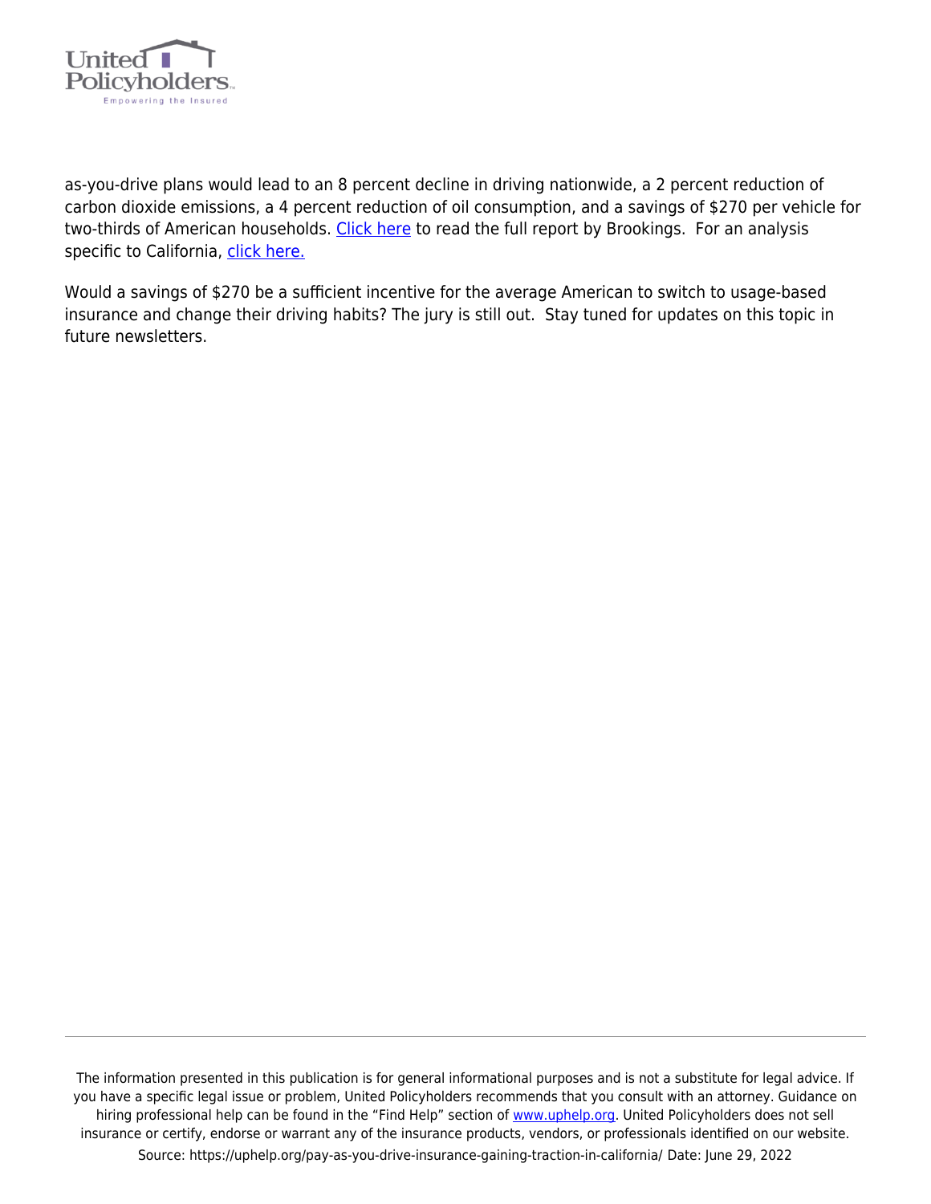as-you-drive plans would lead to an 8 percent decline in driving nationwide, a 2 percent reduction of carbon dioxide emissions, a 4 percent reduction of oil consumption, and a savings of $270 per vehicle for two-thirds of American households. Click here to read the full report by Brookings. For an analysis specific to California, click here.

Would a savings of $270 be a sufficient incentive for the average American to switch to usage-based insurance and change their driving habits? The jury is still out. Stay tuned for updates on this topic in future newsletters.

The information presented in this publication is for general informational purposes and is not a substitute for legal advice. If you have a specific legal issue or problem, United Policyholders recommends that you consult with an attorney. Guidance on hiring professional help can be found in the "Find Help" section of www.uphelp.org. United Policyholders does not sell insurance or certify, endorse or warrant any of the insurance products, vendors, or professionals identified on our website.

Source: https://uphelp.org/pay-as-you-drive-insurance-gaining-traction-in-california/ Date: June 29, 2022